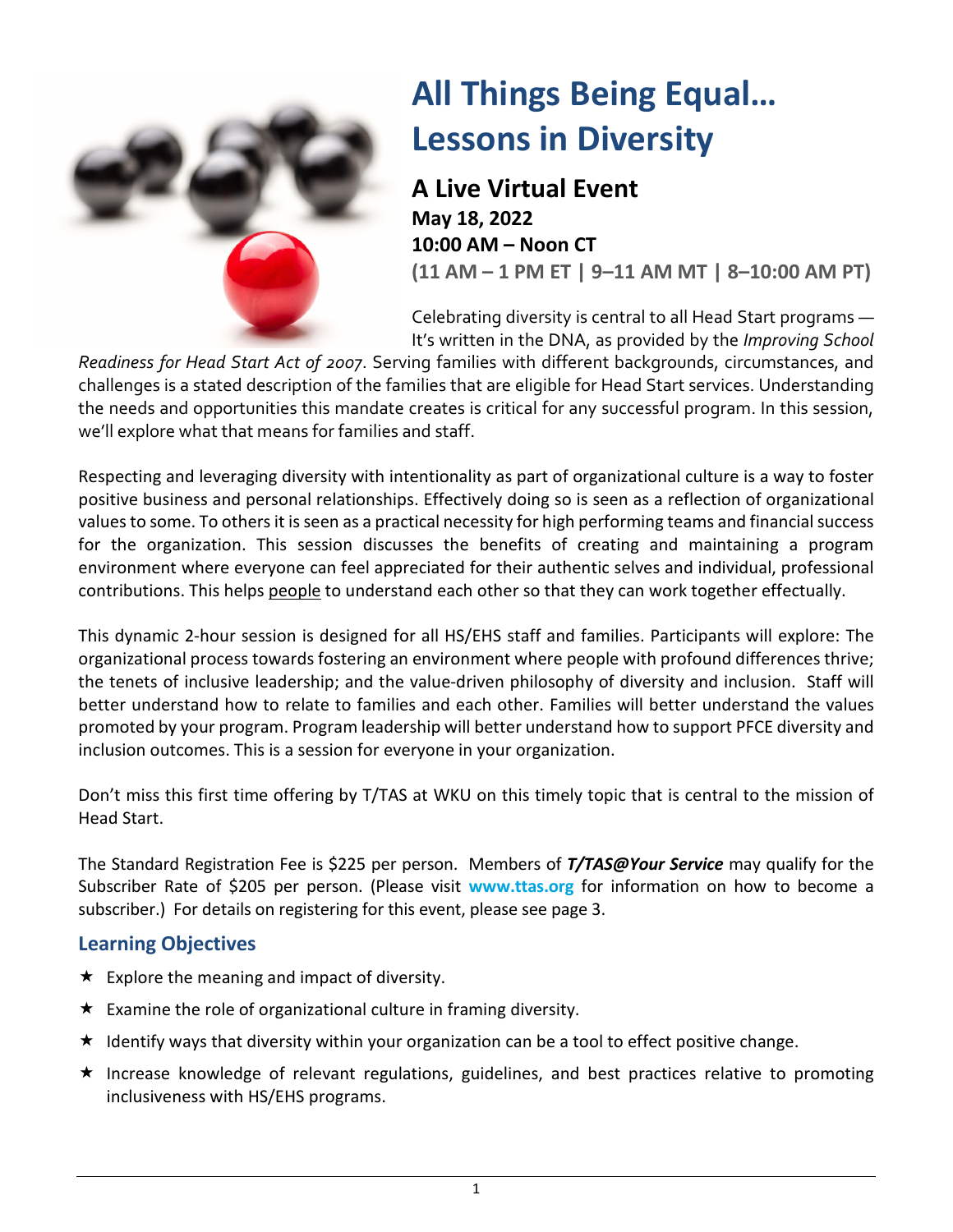# All Things Being Equal… Lessons in Diversity

## A Live Virtual Event

**May 18, 2022**

**10:00 AM – Noon CT**

**(11 AM – 1 PM ET | 9–11 AM MT | 8–10:00 AM PT)**

Celebrating diversity is central to all Head Start programs — It's written in the DNA, as provided by the *Improving School Readiness for Head Start Act of 2007*. Serving families with different backgrounds, circumstances, and challenges is a stated description of the families that are eligible for Head Start services. Understanding the needs and opportunities this mandate creates is critical for any successful program. In this session, we'll explore what that means for families and staff.

Respecting and leveraging diversity with intentionality as part of organizational culture is a way to foster positive business and personal relationships. Effectively doing so is seen as a reflection of organizational values to some. To others it is seen as a practical necessity for high performing teams and financial success for the organization. This session discusses the benefits of creating and maintaining a program environment where everyone can feel appreciated for their authentic selves and individual, professional contributions. This helps people to understand each other so that they can work together effectually.

This dynamic 2-hour session is designed for all HS/EHS staff and families. Participants will explore: The organizational process towards fostering an environment where people with profound differences thrive; the tenets of inclusive leadership; and the value-driven philosophy of diversity and inclusion. Staff will better understand how to relate to families and each other. Families will better understand the values promoted by your program. Program leadership will better understand how to support PFCE diversity and inclusion outcomes. This is a session for everyone in your organization.

Don't miss this first time offering by T/TAS at WKU on this timely topic that is central to the mission of Head Start.

The Standard Registration Fee is $225 per person. Members of ***T/TAS@Your Service*** may qualify for the Subscriber Rate of $205 per person. (Please visit **www.ttas.org** for information on how to become a subscriber.) For details on registering for this event, please see page 3.

## Learning Objectives

- ★ Explore the meaning and impact of diversity.
- ★ Examine the role of organizational culture in framing diversity.
- ★ Identify ways that diversity within your organization can be a tool to effect positive change.
- ★ Increase knowledge of relevant regulations, guidelines, and best practices relative to promoting inclusiveness with HS/EHS programs.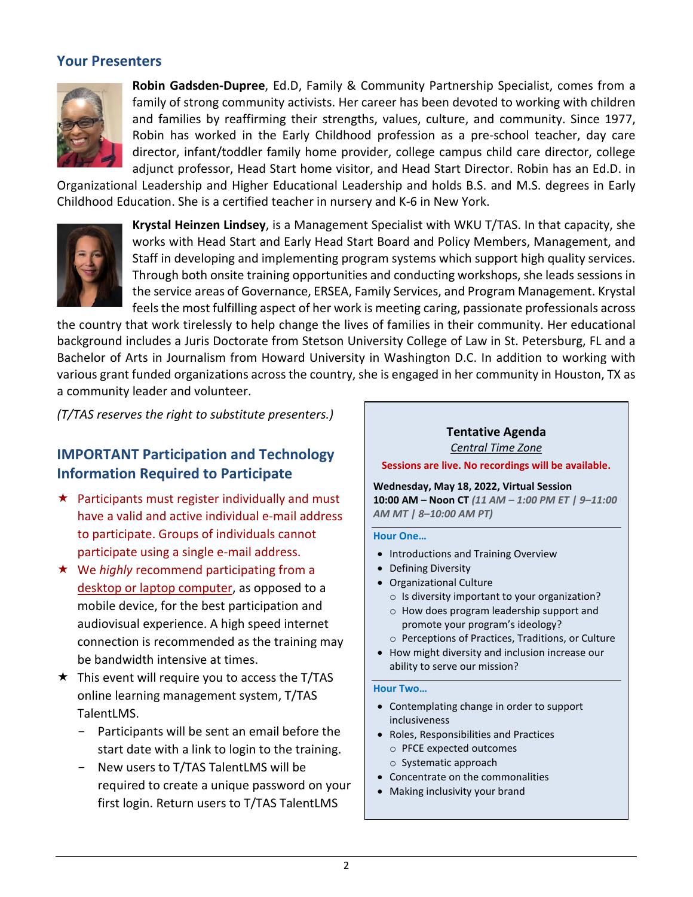## Your Presenters

**Robin Gadsden-Dupree**, Ed.D, Family & Community Partnership Specialist, comes from a family of strong community activists. Her career has been devoted to working with children and families by reaffirming their strengths, values, culture, and community. Since 1977, Robin has worked in the Early Childhood profession as a pre-school teacher, day care director, infant/toddler family home provider, college campus child care director, college adjunct professor, Head Start home visitor, and Head Start Director. Robin has an Ed.D. in Organizational Leadership and Higher Educational Leadership and holds B.S. and M.S. degrees in Early Childhood Education. She is a certified teacher in nursery and K-6 in New York.

**Krystal Heinzen Lindsey**, is a Management Specialist with WKU T/TAS. In that capacity, she works with Head Start and Early Head Start Board and Policy Members, Management, and Staff in developing and implementing program systems which support high quality services. Through both onsite training opportunities and conducting workshops, she leads sessions in the service areas of Governance, ERSEA, Family Services, and Program Management. Krystal feels the most fulfilling aspect of her work is meeting caring, passionate professionals across the country that work tirelessly to help change the lives of families in their community. Her educational background includes a Juris Doctorate from Stetson University College of Law in St. Petersburg, FL and a Bachelor of Arts in Journalism from Howard University in Washington D.C. In addition to working with various grant funded organizations across the country, she is engaged in her community in Houston, TX as a community leader and volunteer.

*(T/TAS reserves the right to substitute presenters.)*

## IMPORTANT Participation and Technology Information Required to Participate

- ★ Participants must register individually and must have a valid and active individual e-mail address to participate. Groups of individuals cannot participate using a single e-mail address.
- ★ We *highly* recommend participating from a desktop or laptop computer, as opposed to a mobile device, for the best participation and audiovisual experience. A high speed internet connection is recommended as the training may be bandwidth intensive at times.
- ★ This event will require you to access the T/TAS online learning management system, T/TAS TalentLMS.
  - Participants will be sent an email before the start date with a link to login to the training.
  - New users to T/TAS TalentLMS will be required to create a unique password on your first login. Return users to T/TAS TalentLMS

### Tentative Agenda

Central Time Zone

**Sessions are live. No recordings will be available.**

**Wednesday, May 18, 2022, Virtual Session**
**10:00 AM – Noon CT** *(11 AM – 1:00 PM ET | 9–11:00 AM MT | 8–10:00 AM PT)*

**Hour One…**

- Introductions and Training Overview
- Defining Diversity
- Organizational Culture
  - Is diversity important to your organization?
  - How does program leadership support and promote your program's ideology?
  - Perceptions of Practices, Traditions, or Culture
- How might diversity and inclusion increase our ability to serve our mission?

**Hour Two…**

- Contemplating change in order to support inclusiveness
- Roles, Responsibilities and Practices
  - PFCE expected outcomes
  - Systematic approach
- Concentrate on the commonalities
- Making inclusivity your brand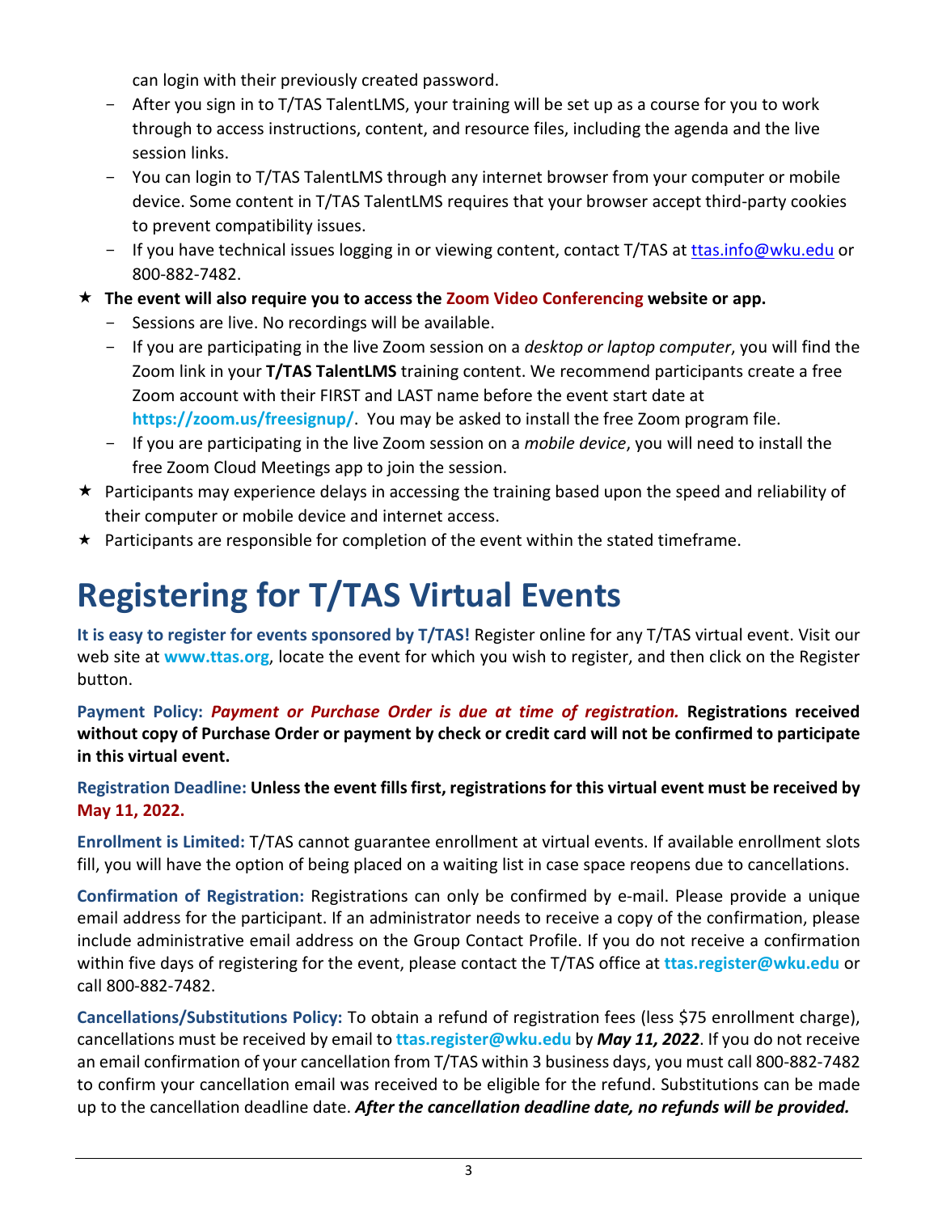can login with their previously created password.

- After you sign in to T/TAS TalentLMS, your training will be set up as a course for you to work through to access instructions, content, and resource files, including the agenda and the live session links.
- You can login to T/TAS TalentLMS through any internet browser from your computer or mobile device. Some content in T/TAS TalentLMS requires that your browser accept third-party cookies to prevent compatibility issues.
- If you have technical issues logging in or viewing content, contact T/TAS at ttas.info@wku.edu or 800-882-7482.

★ **The event will also require you to access the Zoom Video Conferencing website or app.**
  - Sessions are live. No recordings will be available.
  - If you are participating in the live Zoom session on a *desktop or laptop computer*, you will find the Zoom link in your **T/TAS TalentLMS** training content. We recommend participants create a free Zoom account with their FIRST and LAST name before the event start date at **https://zoom.us/freesignup/**. You may be asked to install the free Zoom program file.
  - If you are participating in the live Zoom session on a *mobile device*, you will need to install the free Zoom Cloud Meetings app to join the session.

★ Participants may experience delays in accessing the training based upon the speed and reliability of their computer or mobile device and internet access.

★ Participants are responsible for completion of the event within the stated timeframe.

# Registering for T/TAS Virtual Events

**It is easy to register for events sponsored by T/TAS!** Register online for any T/TAS virtual event. Visit our web site at **www.ttas.org**, locate the event for which you wish to register, and then click on the Register button.

**Payment Policy:** ***Payment or Purchase Order is due at time of registration.*** **Registrations received without copy of Purchase Order or payment by check or credit card will not be confirmed to participate in this virtual event.**

**Registration Deadline: Unless the event fills first, registrations for this virtual event must be received by May 11, 2022.**

**Enrollment is Limited:** T/TAS cannot guarantee enrollment at virtual events. If available enrollment slots fill, you will have the option of being placed on a waiting list in case space reopens due to cancellations.

**Confirmation of Registration:** Registrations can only be confirmed by e-mail. Please provide a unique email address for the participant. If an administrator needs to receive a copy of the confirmation, please include administrative email address on the Group Contact Profile. If you do not receive a confirmation within five days of registering for the event, please contact the T/TAS office at **ttas.register@wku.edu** or call 800-882-7482.

**Cancellations/Substitutions Policy:** To obtain a refund of registration fees (less $75 enrollment charge), cancellations must be received by email to **ttas.register@wku.edu** by ***May 11, 2022***. If you do not receive an email confirmation of your cancellation from T/TAS within 3 business days, you must call 800-882-7482 to confirm your cancellation email was received to be eligible for the refund. Substitutions can be made up to the cancellation deadline date. ***After the cancellation deadline date, no refunds will be provided.***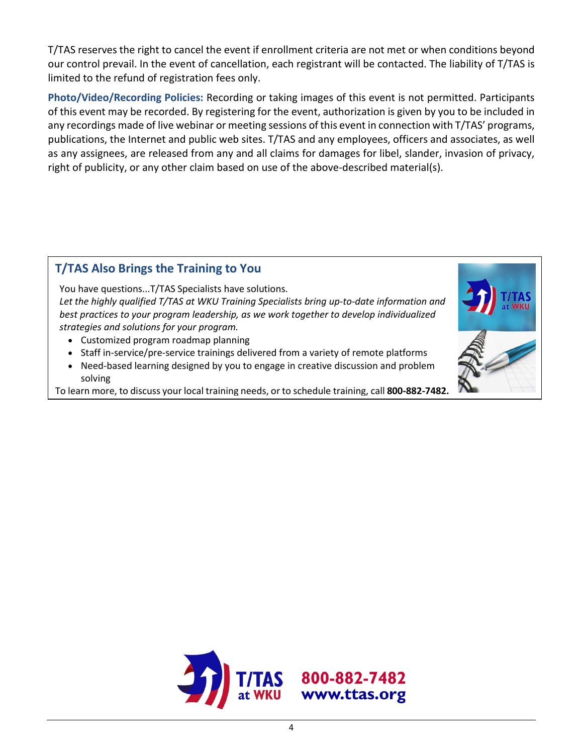T/TAS reserves the right to cancel the event if enrollment criteria are not met or when conditions beyond our control prevail. In the event of cancellation, each registrant will be contacted. The liability of T/TAS is limited to the refund of registration fees only.

**Photo/Video/Recording Policies:** Recording or taking images of this event is not permitted. Participants of this event may be recorded. By registering for the event, authorization is given by you to be included in any recordings made of live webinar or meeting sessions of this event in connection with T/TAS' programs, publications, the Internet and public web sites. T/TAS and any employees, officers and associates, as well as any assignees, are released from any and all claims for damages for libel, slander, invasion of privacy, right of publicity, or any other claim based on use of the above-described material(s).

## T/TAS Also Brings the Training to You

You have questions...T/TAS Specialists have solutions.
*Let the highly qualified T/TAS at WKU Training Specialists bring up-to-date information and best practices to your program leadership, as we work together to develop individualized strategies and solutions for your program.*

- Customized program roadmap planning
- Staff in-service/pre-service trainings delivered from a variety of remote platforms
- Need-based learning designed by you to engage in creative discussion and problem solving

To learn more, to discuss your local training needs, or to schedule training, call **800-882-7482.**

T/TAS at WKU 800-882-7482 www.ttas.org